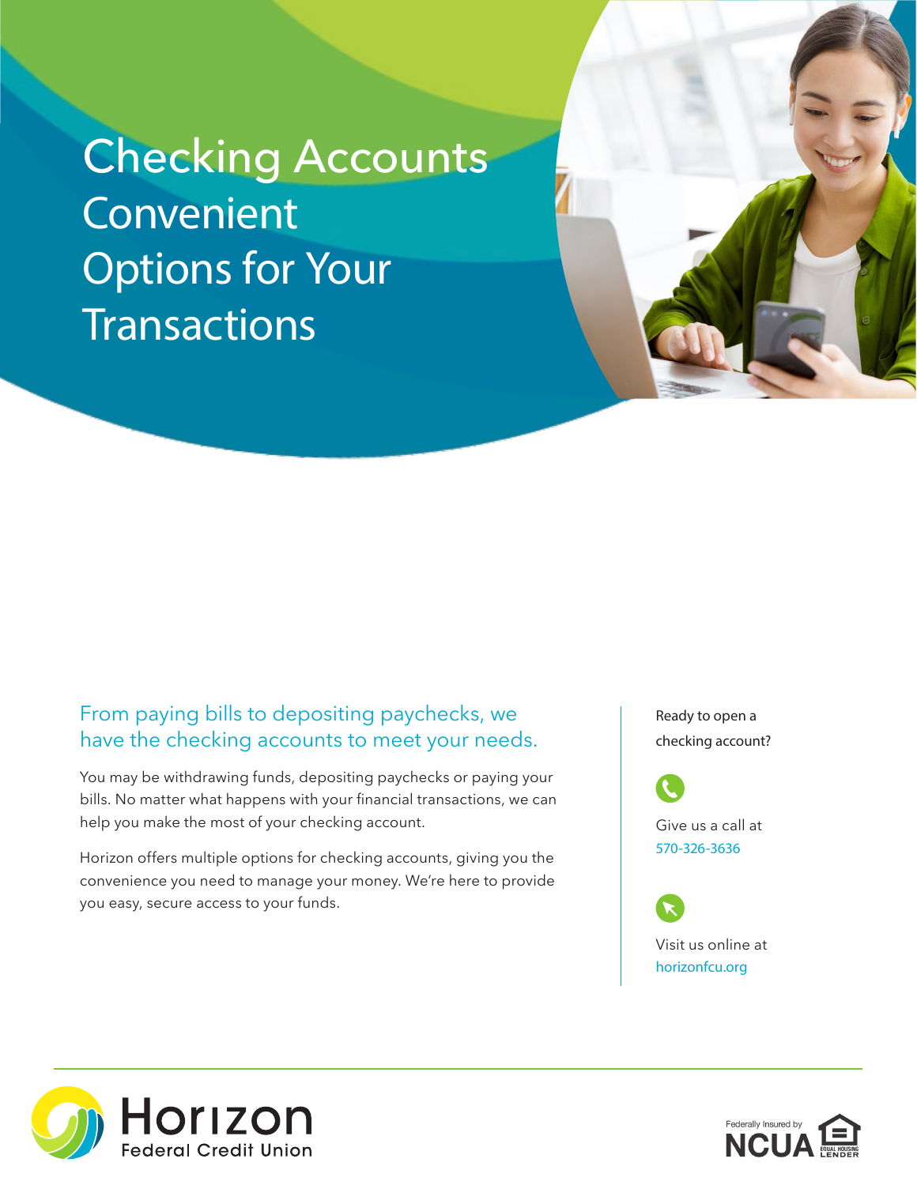# Checking Accounts Convenient Options for Your Transactions

## From paying bills to depositing paychecks, we have the checking accounts to meet your needs.

You may be withdrawing funds, depositing paychecks or paying your bills. No matter what happens with your financial transactions, we can help you make the most of your checking account.

Horizon offers multiple options for checking accounts, giving you the convenience you need to manage your money. We're here to provide you easy, secure access to your funds.

Ready to open a checking account?

Give us a call at 570-326-3636

Visit us online at horizonfcu.org

Horizon Federal Credit Union

Federally Insured by NCUA

EQUAL HOUSING LENDER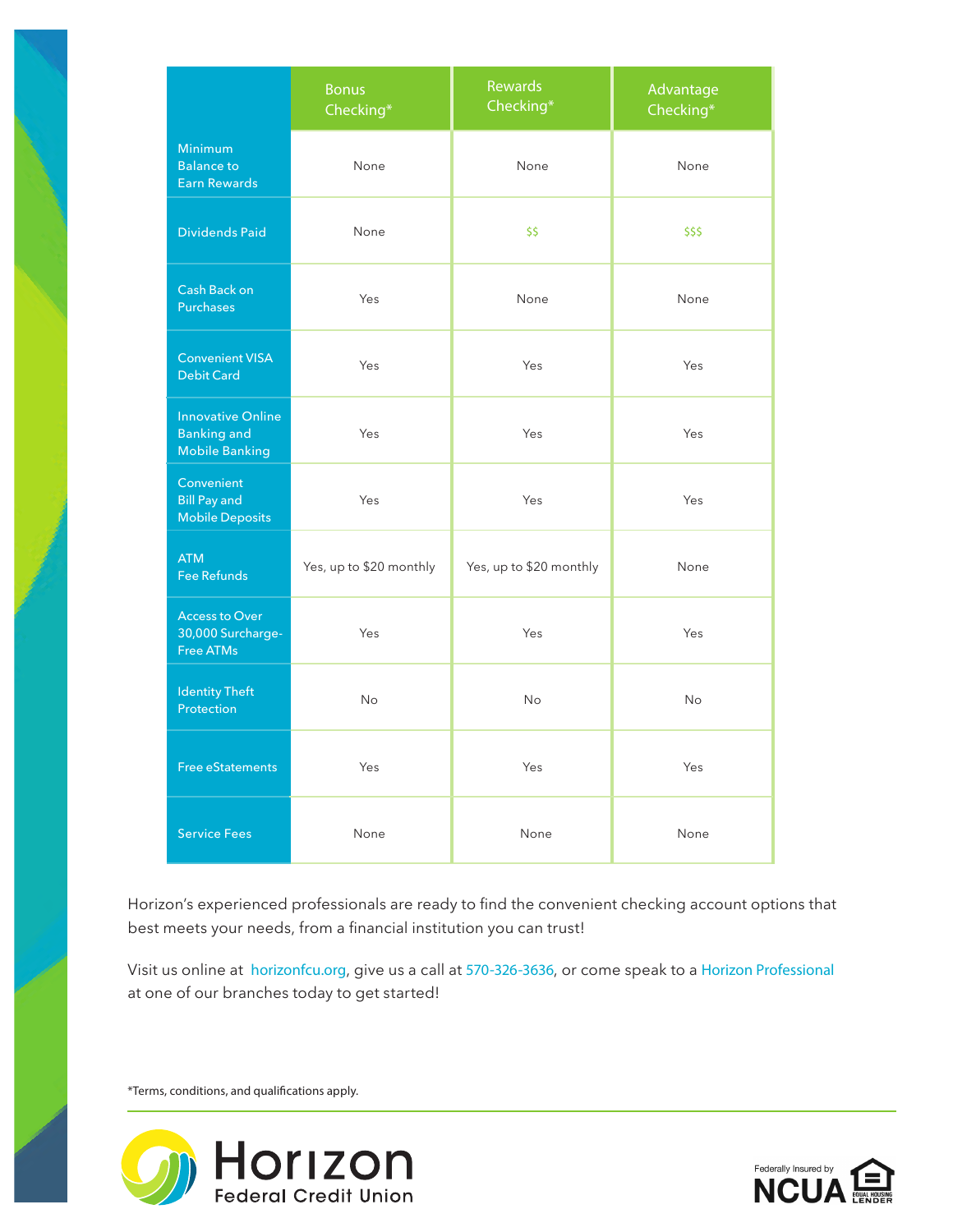| | Bonus Checking* | Rewards Checking* | Advantage Checking* |
|---|---|---|---|
| Minimum Balance to Earn Rewards | None | None | None |
| Dividends Paid | None | $$ | $$$ |
| Cash Back on Purchases | Yes | None | None |
| Convenient VISA Debit Card | Yes | Yes | Yes |
| Innovative Online Banking and Mobile Banking | Yes | Yes | Yes |
| Convenient Bill Pay and Mobile Deposits | Yes | Yes | Yes |
| ATM Fee Refunds | Yes, up to $20 monthly | Yes, up to $20 monthly | None |
| Access to Over 30,000 Surcharge-Free ATMs | Yes | Yes | Yes |
| Identity Theft Protection | No | No | No |
| Free eStatements | Yes | Yes | Yes |
| Service Fees | None | None | None |

Horizon's experienced professionals are ready to find the convenient checking account options that best meets your needs, from a financial institution you can trust!

Visit us online at horizonfcu.org, give us a call at 570-326-3636, or come speak to a Horizon Professional at one of our branches today to get started!

*Terms, conditions, and qualifications apply.

Horizon Federal Credit Union

Federally Insured by NCUA

EQUAL HOUSING LENDER